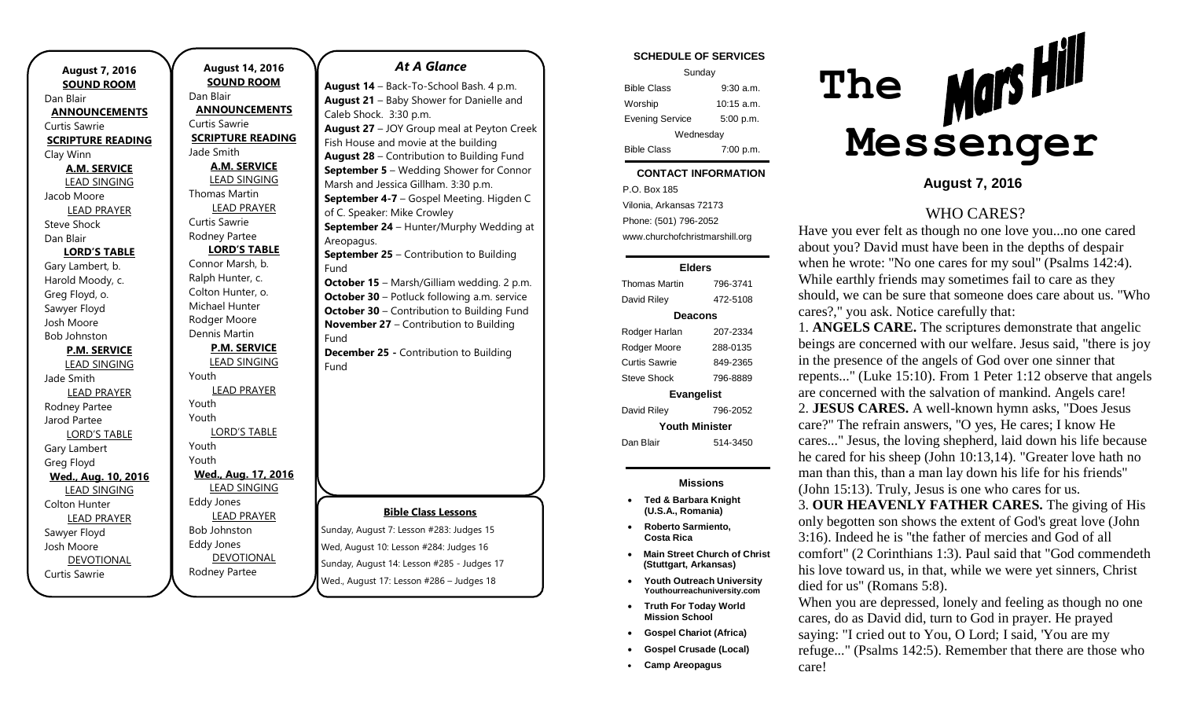**August 7, 2016**

**SOUND ROOM**

Dan Blair

**ANNOUNCEMENTS**

Curtis Sawrie

**SCRIPTURE READING**

Clay Winn

**A.M. SERVICE**

LEAD SINGING

Jacob Moore

LEAD PRAYER

Steve Shock

Dan Blair

**LORD'S TABLE**

Gary Lambert, b.

Harold Moody, c.

Greg Floyd, o.

Sawyer Floyd

Josh Moore

Bob Johnston

**P.M. SERVICE**

LEAD SINGING

Jade Smith

LEAD PRAYER

Rodney Partee

Jarod Partee

LORD'S TABLE

Gary Lambert

Greg Floyd

**Wed., Aug. 10, 2016**

LEAD SINGING

Colton Hunter

LEAD PRAYER

Sawyer Floyd

Josh Moore

DEVOTIONAL

Curtis Sawrie

**August 14, 2016**

**SOUND ROOM**

Dan Blair

**ANNOUNCEMENTS**

Curtis Sawrie

**SCRIPTURE READING**

Jade Smith

**A.M. SERVICE**

LEAD SINGING

Thomas Martin

LEAD PRAYER

Curtis Sawrie

Rodney Partee

**LORD'S TABLE**

Connor Marsh, b.

Ralph Hunter, c.

Colton Hunter, o.

Michael Hunter

Rodger Moore

Dennis Martin

**P.M. SERVICE**

LEAD SINGING

Youth

LEAD PRAYER

Youth

Youth

LORD'S TABLE

Youth

Youth

**Wed., Aug. 17, 2016**

LEAD SINGING

Eddy Jones

LEAD PRAYER

Bob Johnston

Eddy Jones

DEVOTIONAL

Rodney Partee

## *At A Glance*

**August 14** – Back-To-School Bash. 4 p.m.

**August 21** – Baby Shower for Danielle and Caleb Shock. 3:30 p.m.

**August 27** – JOY Group meal at Peyton Creek Fish House and movie at the building

**August 28** – Contribution to Building Fund

**September 5** – Wedding Shower for Connor Marsh and Jessica Gillham. 3:30 p.m.

**September 4-7** – Gospel Meeting. Higden C of C. Speaker: Mike Crowley

**September 24** – Hunter/Murphy Wedding at Areopagus.

**September 25** – Contribution to Building Fund

**October 15** – Marsh/Gilliam wedding. 2 p.m.

**October 30** – Potluck following a.m. service

**October 30** – Contribution to Building Fund

**November 27** – Contribution to Building Fund

**December 25 -** Contribution to Building Fund

**Bible Class Lessons**

Sunday, August 7: Lesson #283: Judges 15

Wed, August 10: Lesson #284: Judges 16

Sunday, August 14: Lesson #285 - Judges 17

Wed., August 17: Lesson #286 – Judges 18

**SCHEDULE OF SERVICES**

| Sunday | |
|---|---|
| Bible Class | 9:30 a.m. |
| Worship | 10:15 a.m. |
| Evening Service | 5:00 p.m. |
| Wednesday | |
| Bible Class | 7:00 p.m. |

**CONTACT INFORMATION**

P.O. Box 185
Vilonia, Arkansas 72173
Phone: (501) 796-2052
www.churchofchristmarshill.org

**Elders**

| | |
|---|---|
| Thomas Martin | 796-3741 |
| David Riley | 472-5108 |
| **Deacons** | |
| Rodger Harlan | 207-2334 |
| Rodger Moore | 288-0135 |
| Curtis Sawrie | 849-2365 |
| Steve Shock | 796-8889 |
| **Evangelist** | |
| David Riley | 796-2052 |
| **Youth Minister** | |
| Dan Blair | 514-3450 |

**Missions**

- **Ted & Barbara Knight (U.S.A., Romania)**
- **Roberto Sarmiento, Costa Rica**
- **Main Street Church of Christ (Stuttgart, Arkansas)**
- **Youth Outreach University Youthourreachuniversity.com**
- **Truth For Today World Mission School**
- **Gospel Chariot (Africa)**
- **Gospel Crusade (Local)**
- **Camp Areopagus**

# The Mars Hill Messenger

**August 7, 2016**

## WHO CARES?

Have you ever felt as though no one love you...no one cared about you? David must have been in the depths of despair when he wrote: "No one cares for my soul" (Psalms 142:4). While earthly friends may sometimes fail to care as they should, we can be sure that someone does care about us. "Who cares?," you ask. Notice carefully that:

1. **ANGELS CARE.** The scriptures demonstrate that angelic beings are concerned with our welfare. Jesus said, "there is joy in the presence of the angels of God over one sinner that repents..." (Luke 15:10). From 1 Peter 1:12 observe that angels are concerned with the salvation of mankind. Angels care!

2. **JESUS CARES.** A well-known hymn asks, "Does Jesus care?" The refrain answers, "O yes, He cares; I know He cares..." Jesus, the loving shepherd, laid down his life because he cared for his sheep (John 10:13,14). "Greater love hath no man than this, than a man lay down his life for his friends" (John 15:13). Truly, Jesus is one who cares for us.

3. **OUR HEAVENLY FATHER CARES.** The giving of His only begotten son shows the extent of God's great love (John 3:16). Indeed he is "the father of mercies and God of all comfort" (2 Corinthians 1:3). Paul said that "God commendeth his love toward us, in that, while we were yet sinners, Christ died for us" (Romans 5:8).

When you are depressed, lonely and feeling as though no one cares, do as David did, turn to God in prayer. He prayed saying: "I cried out to You, O Lord; I said, 'You are my refuge..." (Psalms 142:5). Remember that there are those who care!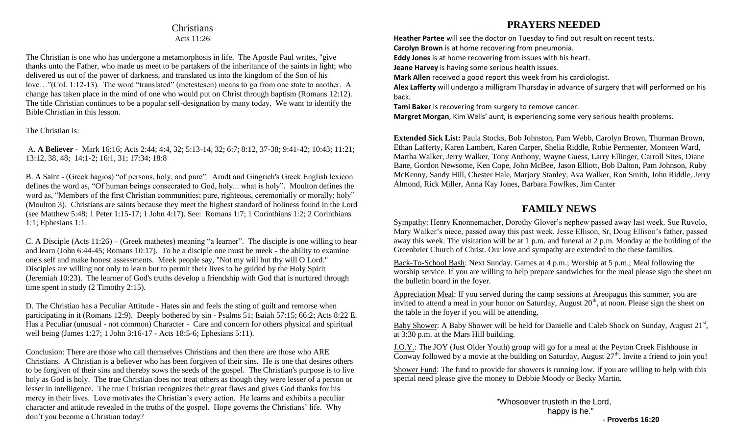# Christians

Acts 11:26

The Christian is one who has undergone a metamorphosis in life. The Apostle Paul writes, "give thanks unto the Father, who made us meet to be partakers of the inheritance of the saints in light; who delivered us out of the power of darkness, and translated us into the kingdom of the Son of his love…"(Col. 1:12-13). The word "translated" (metestesen) means to go from one state to another. A change has taken place in the mind of one who would put on Christ through baptism (Romans 12:12). The title Christian continues to be a popular self-designation by many today. We want to identify the Bible Christian in this lesson.

The Christian is:

A. **A Believer** - Mark 16:16; Acts 2:44; 4:4, 32; 5:13-14, 32; 6:7; 8:12, 37-38; 9:41-42; 10:43; 11:21; 13:12, 38, 48; 14:1-2; 16:1, 31; 17:34; 18:8

B. A Saint - (Greek hagios) "of persons, holy, and pure". Arndt and Gingrich's Greek English lexicon defines the word as, "Of human beings consecrated to God, holy... what is holy". Moulton defines the word as, "Members of the first Christian communities; pure, righteous, ceremonially or morally; holy" (Moulton 3). Christians are saints because they meet the highest standard of holiness found in the Lord (see Matthew 5:48; 1 Peter 1:15-17; 1 John 4:17). See: Romans 1:7; 1 Corinthians 1:2; 2 Corinthians 1:1; Ephesians 1:1.

C. A Disciple (Acts 11:26) – (Greek mathetes) meaning "a learner". The disciple is one willing to hear and learn (John 6:44-45; Romans 10:17). To be a disciple one must be meek - the ability to examine one's self and make honest assessments. Meek people say, "Not my will but thy will O Lord." Disciples are willing not only to learn but to permit their lives to be guided by the Holy Spirit (Jeremiah 10:23). The learner of God's truths develop a friendship with God that is nurtured through time spent in study (2 Timothy 2:15).

D. The Christian has a Peculiar Attitude - Hates sin and feels the sting of guilt and remorse when participating in it (Romans 12:9). Deeply bothered by sin - Psalms 51; Isaiah 57:15; 66:2; Acts 8:22 E. Has a Peculiar (unusual - not common) Character - Care and concern for others physical and spiritual well being (James 1:27; 1 John 3:16-17 - Acts 18:5-6; Ephesians 5:11).

Conclusion: There are those who call themselves Christians and then there are those who ARE Christians. A Christian is a believer who has been forgiven of their sins. He is one that desires others to be forgiven of their sins and thereby sows the seeds of the gospel. The Christian's purpose is to live holy as God is holy. The true Christian does not treat others as though they were lesser of a person or lesser in intelligence. The true Christian recognizes their great flaws and gives God thanks for his mercy in their lives. Love motivates the Christian's every action. He learns and exhibits a peculiar character and attitude revealed in the truths of the gospel. Hope governs the Christians' life. Why don't you become a Christian today?

## PRAYERS NEEDED

**Heather Partee** will see the doctor on Tuesday to find out result on recent tests.
**Carolyn Brown** is at home recovering from pneumonia.
**Eddy Jones** is at home recovering from issues with his heart.
**Jeane Harvey** is having some serious health issues.
**Mark Allen** received a good report this week from his cardiologist.
**Alex Lafferty** will undergo a milligram Thursday in advance of surgery that will performed on his back.
**Tami Baker** is recovering from surgery to remove cancer.
**Margret Morgan**, Kim Wells' aunt, is experiencing some very serious health problems.

**Extended Sick List:** Paula Stocks, Bob Johnston, Pam Webb, Carolyn Brown, Thurman Brown, Ethan Lafferty, Karen Lambert, Karen Carper, Shelia Riddle, Robie Permenter, Monteen Ward, Martha Walker, Jerry Walker, Tony Anthony, Wayne Guess, Larry Ellinger, Carroll Sites, Diane Bane, Gordon Newsome, Ken Cope, John McBee, Jason Elliott, Bob Dalton, Pam Johnson, Ruby McKenny, Sandy Hill, Chester Hale, Marjory Stanley, Ava Walker, Ron Smith, John Riddle, Jerry Almond, Rick Miller, Anna Kay Jones, Barbara Fowlkes, Jim Canter

## FAMILY NEWS

Sympathy: Henry Knonnemacher, Dorothy Glover's nephew passed away last week. Sue Ruvolo, Mary Walker's niece, passed away this past week. Jesse Ellison, Sr, Doug Ellison's father, passed away this week. The visitation will be at 1 p.m. and funeral at 2 p.m. Monday at the building of the Greenbrier Church of Christ. Our love and sympathy are extended to the these families.

Back-To-School Bash: Next Sunday. Games at 4 p.m.; Worship at 5 p.m.; Meal following the worship service. If you are willing to help prepare sandwiches for the meal please sign the sheet on the bulletin board in the foyer.

Appreciation Meal: If you served during the camp sessions at Areopagus this summer, you are invited to attend a meal in your honor on Saturday, August 20th, at noon. Please sign the sheet on the table in the foyer if you will be attending.

Baby Shower: A Baby Shower will be held for Danielle and Caleb Shock on Sunday, August 21st, at 3:30 p.m. at the Mars Hill building.

J.O.Y.: The JOY (Just Older Youth) group will go for a meal at the Peyton Creek Fishhouse in Conway followed by a movie at the building on Saturday, August 27th. Invite a friend to join you!

Shower Fund: The fund to provide for showers is running low. If you are willing to help with this special need please give the money to Debbie Moody or Becky Martin.

"Whosoever trusteth in the Lord,
happy is he."
- **Proverbs 16:20**